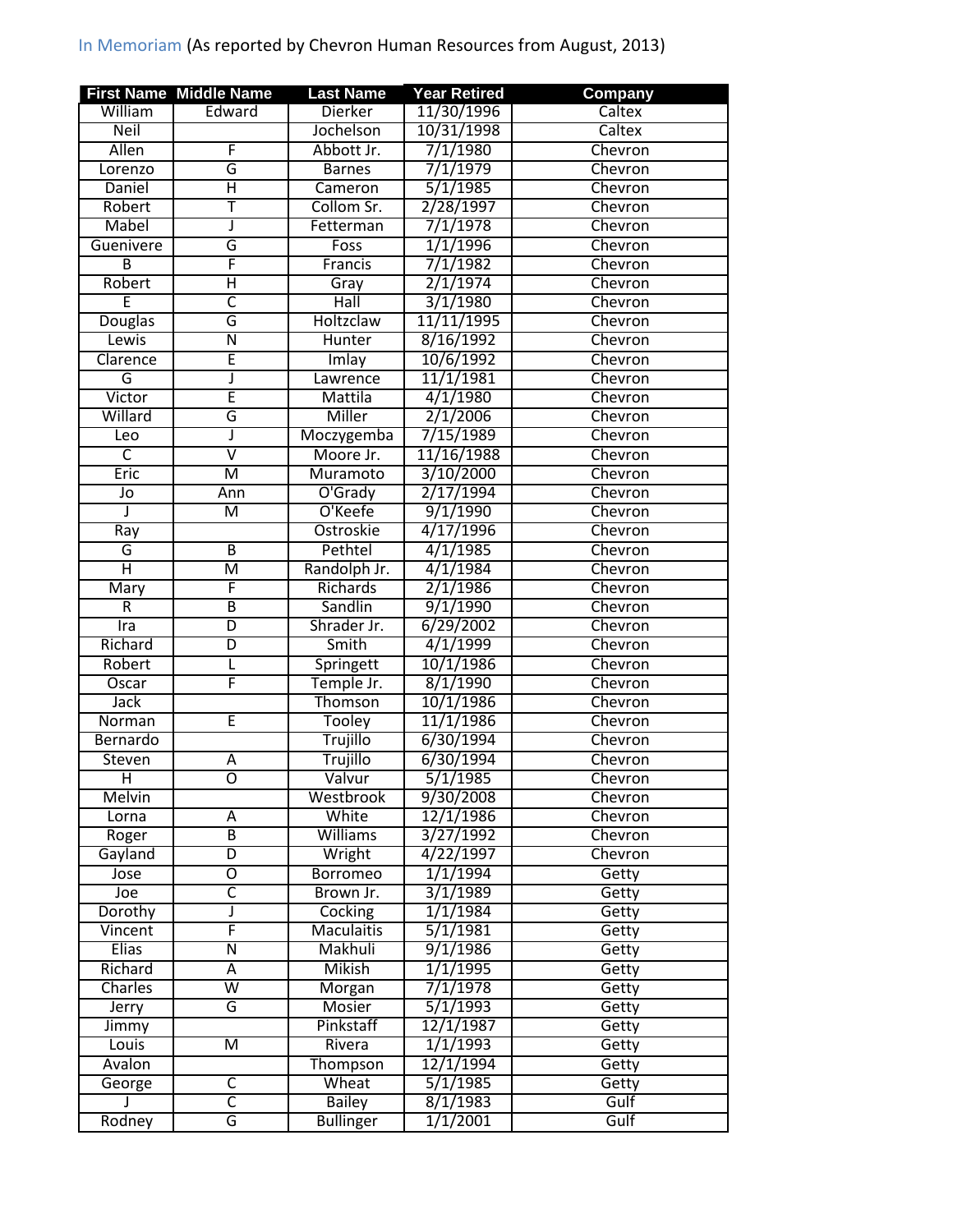In Memoriam (As reported by Chevron Human Resources from August, 2013)

| First Name | Middle Name | Last Name | Year Retired | Company |
| --- | --- | --- | --- | --- |
| William | Edward | Dierker | 11/30/1996 | Caltex |
| Neil | | Jochelson | 10/31/1998 | Caltex |
| Allen | F | Abbott Jr. | 7/1/1980 | Chevron |
| Lorenzo | G | Barnes | 7/1/1979 | Chevron |
| Daniel | H | Cameron | 5/1/1985 | Chevron |
| Robert | T | Collom Sr. | 2/28/1997 | Chevron |
| Mabel | J | Fetterman | 7/1/1978 | Chevron |
| Guenivere | G | Foss | 1/1/1996 | Chevron |
| B | F | Francis | 7/1/1982 | Chevron |
| Robert | H | Gray | 2/1/1974 | Chevron |
| E | C | Hall | 3/1/1980 | Chevron |
| Douglas | G | Holtzclaw | 11/11/1995 | Chevron |
| Lewis | N | Hunter | 8/16/1992 | Chevron |
| Clarence | E | Imlay | 10/6/1992 | Chevron |
| G | J | Lawrence | 11/1/1981 | Chevron |
| Victor | E | Mattila | 4/1/1980 | Chevron |
| Willard | G | Miller | 2/1/2006 | Chevron |
| Leo | J | Moczygemba | 7/15/1989 | Chevron |
| C | V | Moore Jr. | 11/16/1988 | Chevron |
| Eric | M | Muramoto | 3/10/2000 | Chevron |
| Jo | Ann | O'Grady | 2/17/1994 | Chevron |
| J | M | O'Keefe | 9/1/1990 | Chevron |
| Ray | | Ostroskie | 4/17/1996 | Chevron |
| G | B | Pethtel | 4/1/1985 | Chevron |
| H | M | Randolph Jr. | 4/1/1984 | Chevron |
| Mary | F | Richards | 2/1/1986 | Chevron |
| R | B | Sandlin | 9/1/1990 | Chevron |
| Ira | D | Shrader Jr. | 6/29/2002 | Chevron |
| Richard | D | Smith | 4/1/1999 | Chevron |
| Robert | L | Springett | 10/1/1986 | Chevron |
| Oscar | F | Temple Jr. | 8/1/1990 | Chevron |
| Jack | | Thomson | 10/1/1986 | Chevron |
| Norman | E | Tooley | 11/1/1986 | Chevron |
| Bernardo | | Trujillo | 6/30/1994 | Chevron |
| Steven | A | Trujillo | 6/30/1994 | Chevron |
| H | O | Valvur | 5/1/1985 | Chevron |
| Melvin | | Westbrook | 9/30/2008 | Chevron |
| Lorna | A | White | 12/1/1986 | Chevron |
| Roger | B | Williams | 3/27/1992 | Chevron |
| Gayland | D | Wright | 4/22/1997 | Chevron |
| Jose | O | Borromeo | 1/1/1994 | Getty |
| Joe | C | Brown Jr. | 3/1/1989 | Getty |
| Dorothy | J | Cocking | 1/1/1984 | Getty |
| Vincent | F | Maculaitis | 5/1/1981 | Getty |
| Elias | N | Makhuli | 9/1/1986 | Getty |
| Richard | A | Mikish | 1/1/1995 | Getty |
| Charles | W | Morgan | 7/1/1978 | Getty |
| Jerry | G | Mosier | 5/1/1993 | Getty |
| Jimmy | | Pinkstaff | 12/1/1987 | Getty |
| Louis | M | Rivera | 1/1/1993 | Getty |
| Avalon | | Thompson | 12/1/1994 | Getty |
| George | C | Wheat | 5/1/1985 | Getty |
| J | C | Bailey | 8/1/1983 | Gulf |
| Rodney | G | Bullinger | 1/1/2001 | Gulf |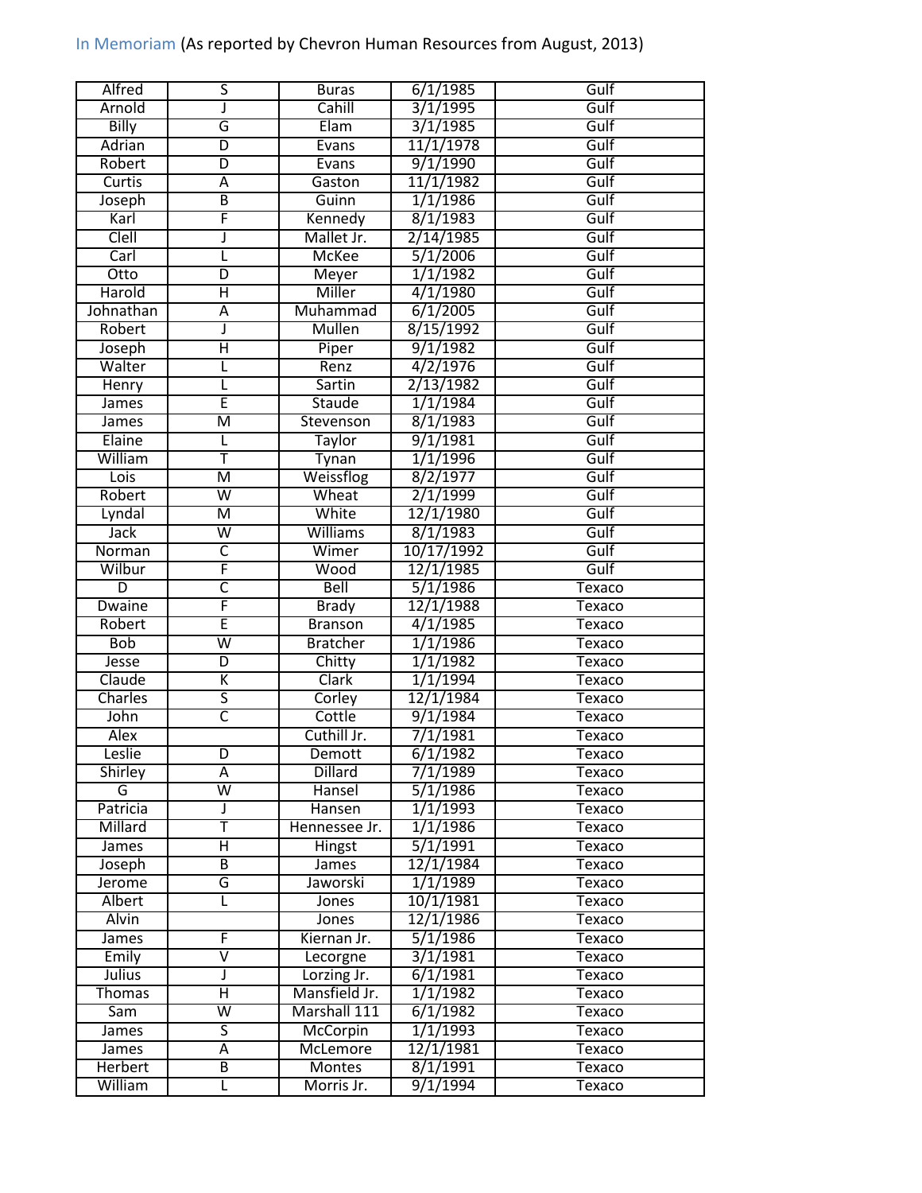In Memoriam (As reported by Chevron Human Resources from August, 2013)

| | | | | |
|---|---|---|---|---|
| Alfred | S | Buras | 6/1/1985 | Gulf |
| Arnold | J | Cahill | 3/1/1995 | Gulf |
| Billy | G | Elam | 3/1/1985 | Gulf |
| Adrian | D | Evans | 11/1/1978 | Gulf |
| Robert | D | Evans | 9/1/1990 | Gulf |
| Curtis | A | Gaston | 11/1/1982 | Gulf |
| Joseph | B | Guinn | 1/1/1986 | Gulf |
| Karl | F | Kennedy | 8/1/1983 | Gulf |
| Clell | J | Mallet Jr. | 2/14/1985 | Gulf |
| Carl | L | McKee | 5/1/2006 | Gulf |
| Otto | D | Meyer | 1/1/1982 | Gulf |
| Harold | H | Miller | 4/1/1980 | Gulf |
| Johnathan | A | Muhammad | 6/1/2005 | Gulf |
| Robert | J | Mullen | 8/15/1992 | Gulf |
| Joseph | H | Piper | 9/1/1982 | Gulf |
| Walter | L | Renz | 4/2/1976 | Gulf |
| Henry | L | Sartin | 2/13/1982 | Gulf |
| James | E | Staude | 1/1/1984 | Gulf |
| James | M | Stevenson | 8/1/1983 | Gulf |
| Elaine | L | Taylor | 9/1/1981 | Gulf |
| William | T | Tynan | 1/1/1996 | Gulf |
| Lois | M | Weissflog | 8/2/1977 | Gulf |
| Robert | W | Wheat | 2/1/1999 | Gulf |
| Lyndal | M | White | 12/1/1980 | Gulf |
| Jack | W | Williams | 8/1/1983 | Gulf |
| Norman | C | Wimer | 10/17/1992 | Gulf |
| Wilbur | F | Wood | 12/1/1985 | Gulf |
| D | C | Bell | 5/1/1986 | Texaco |
| Dwaine | F | Brady | 12/1/1988 | Texaco |
| Robert | E | Branson | 4/1/1985 | Texaco |
| Bob | W | Bratcher | 1/1/1986 | Texaco |
| Jesse | D | Chitty | 1/1/1982 | Texaco |
| Claude | K | Clark | 1/1/1994 | Texaco |
| Charles | S | Corley | 12/1/1984 | Texaco |
| John | C | Cottle | 9/1/1984 | Texaco |
| Alex | | Cuthill Jr. | 7/1/1981 | Texaco |
| Leslie | D | Demott | 6/1/1982 | Texaco |
| Shirley | A | Dillard | 7/1/1989 | Texaco |
| G | W | Hansel | 5/1/1986 | Texaco |
| Patricia | J | Hansen | 1/1/1993 | Texaco |
| Millard | T | Hennessee Jr. | 1/1/1986 | Texaco |
| James | H | Hingst | 5/1/1991 | Texaco |
| Joseph | B | James | 12/1/1984 | Texaco |
| Jerome | G | Jaworski | 1/1/1989 | Texaco |
| Albert | L | Jones | 10/1/1981 | Texaco |
| Alvin | | Jones | 12/1/1986 | Texaco |
| James | F | Kiernan Jr. | 5/1/1986 | Texaco |
| Emily | V | Lecorgne | 3/1/1981 | Texaco |
| Julius | J | Lorzing Jr. | 6/1/1981 | Texaco |
| Thomas | H | Mansfield Jr. | 1/1/1982 | Texaco |
| Sam | W | Marshall 111 | 6/1/1982 | Texaco |
| James | S | McCorpin | 1/1/1993 | Texaco |
| James | A | McLemore | 12/1/1981 | Texaco |
| Herbert | B | Montes | 8/1/1991 | Texaco |
| William | L | Morris Jr. | 9/1/1994 | Texaco |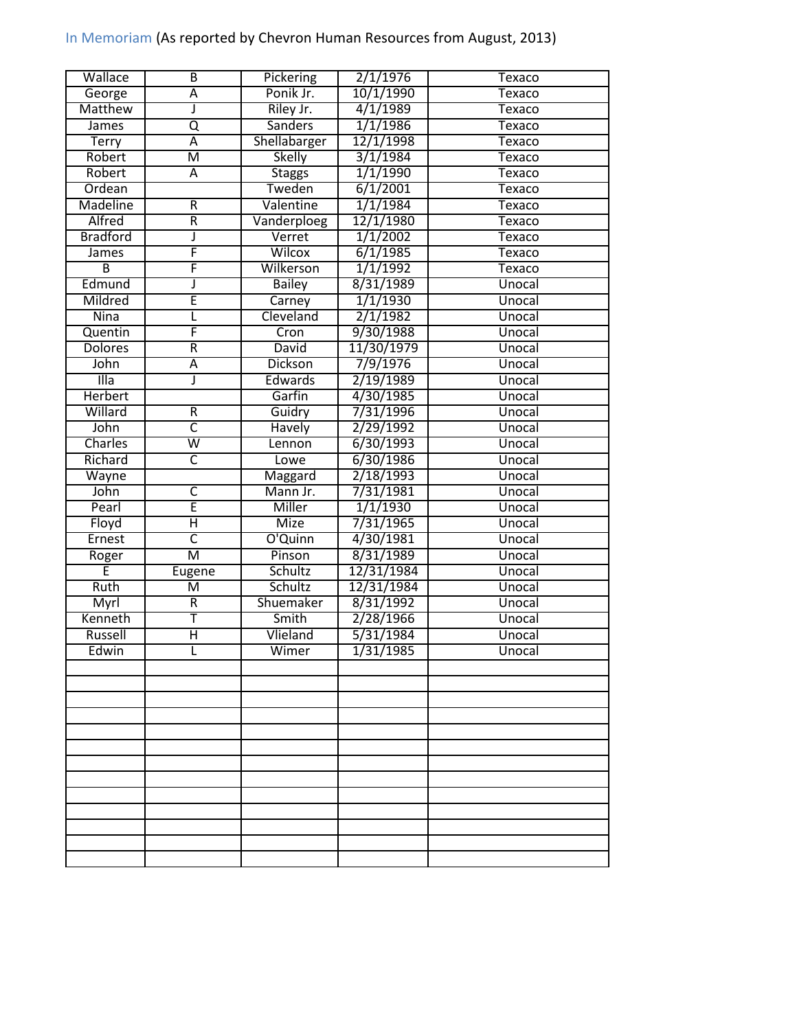In Memoriam (As reported by Chevron Human Resources from August, 2013)

| | | | | |
|---|---|---|---|---|
| Wallace | B | Pickering | 2/1/1976 | Texaco |
| George | A | Ponik Jr. | 10/1/1990 | Texaco |
| Matthew | J | Riley Jr. | 4/1/1989 | Texaco |
| James | Q | Sanders | 1/1/1986 | Texaco |
| Terry | A | Shellabarger | 12/1/1998 | Texaco |
| Robert | M | Skelly | 3/1/1984 | Texaco |
| Robert | A | Staggs | 1/1/1990 | Texaco |
| Ordean | | Tweden | 6/1/2001 | Texaco |
| Madeline | R | Valentine | 1/1/1984 | Texaco |
| Alfred | R | Vanderploeg | 12/1/1980 | Texaco |
| Bradford | J | Verret | 1/1/2002 | Texaco |
| James | F | Wilcox | 6/1/1985 | Texaco |
| B | F | Wilkerson | 1/1/1992 | Texaco |
| Edmund | J | Bailey | 8/31/1989 | Unocal |
| Mildred | E | Carney | 1/1/1930 | Unocal |
| Nina | L | Cleveland | 2/1/1982 | Unocal |
| Quentin | F | Cron | 9/30/1988 | Unocal |
| Dolores | R | David | 11/30/1979 | Unocal |
| John | A | Dickson | 7/9/1976 | Unocal |
| Illa | J | Edwards | 2/19/1989 | Unocal |
| Herbert | | Garfin | 4/30/1985 | Unocal |
| Willard | R | Guidry | 7/31/1996 | Unocal |
| John | C | Havely | 2/29/1992 | Unocal |
| Charles | W | Lennon | 6/30/1993 | Unocal |
| Richard | C | Lowe | 6/30/1986 | Unocal |
| Wayne | | Maggard | 2/18/1993 | Unocal |
| John | C | Mann Jr. | 7/31/1981 | Unocal |
| Pearl | E | Miller | 1/1/1930 | Unocal |
| Floyd | H | Mize | 7/31/1965 | Unocal |
| Ernest | C | O'Quinn | 4/30/1981 | Unocal |
| Roger | M | Pinson | 8/31/1989 | Unocal |
| E | Eugene | Schultz | 12/31/1984 | Unocal |
| Ruth | M | Schultz | 12/31/1984 | Unocal |
| Myrl | R | Shuemaker | 8/31/1992 | Unocal |
| Kenneth | T | Smith | 2/28/1966 | Unocal |
| Russell | H | Vlieland | 5/31/1984 | Unocal |
| Edwin | L | Wimer | 1/31/1985 | Unocal |